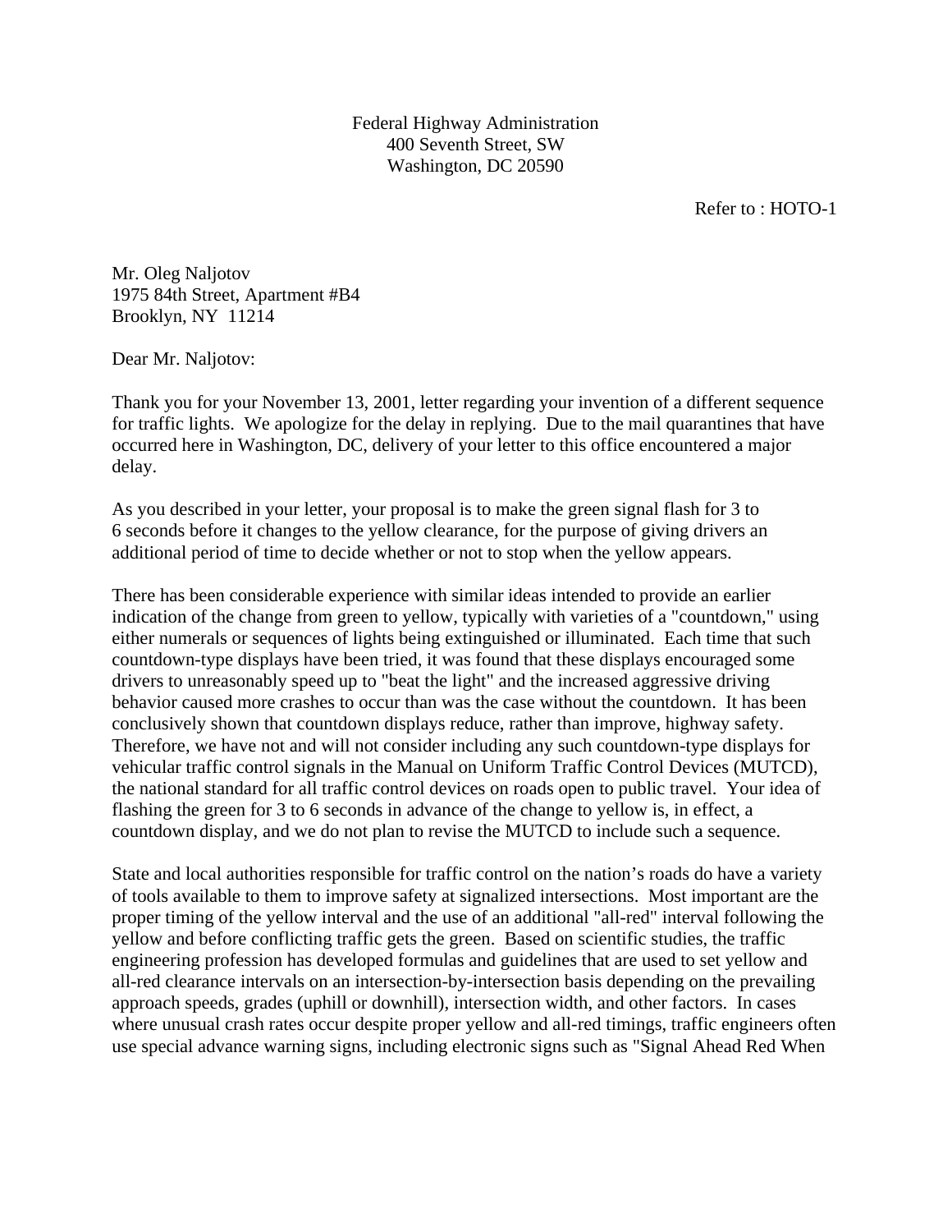Federal Highway Administration
400 Seventh Street, SW
Washington, DC 20590

Refer to : HOTO-1

Mr. Oleg Naljotov
1975 84th Street, Apartment #B4
Brooklyn, NY 11214

Dear Mr. Naljotov:

Thank you for your November 13, 2001, letter regarding your invention of a different sequence for traffic lights. We apologize for the delay in replying. Due to the mail quarantines that have occurred here in Washington, DC, delivery of your letter to this office encountered a major delay.

As you described in your letter, your proposal is to make the green signal flash for 3 to 6 seconds before it changes to the yellow clearance, for the purpose of giving drivers an additional period of time to decide whether or not to stop when the yellow appears.

There has been considerable experience with similar ideas intended to provide an earlier indication of the change from green to yellow, typically with varieties of a "countdown," using either numerals or sequences of lights being extinguished or illuminated. Each time that such countdown-type displays have been tried, it was found that these displays encouraged some drivers to unreasonably speed up to "beat the light" and the increased aggressive driving behavior caused more crashes to occur than was the case without the countdown. It has been conclusively shown that countdown displays reduce, rather than improve, highway safety. Therefore, we have not and will not consider including any such countdown-type displays for vehicular traffic control signals in the Manual on Uniform Traffic Control Devices (MUTCD), the national standard for all traffic control devices on roads open to public travel. Your idea of flashing the green for 3 to 6 seconds in advance of the change to yellow is, in effect, a countdown display, and we do not plan to revise the MUTCD to include such a sequence.

State and local authorities responsible for traffic control on the nation's roads do have a variety of tools available to them to improve safety at signalized intersections. Most important are the proper timing of the yellow interval and the use of an additional "all-red" interval following the yellow and before conflicting traffic gets the green. Based on scientific studies, the traffic engineering profession has developed formulas and guidelines that are used to set yellow and all-red clearance intervals on an intersection-by-intersection basis depending on the prevailing approach speeds, grades (uphill or downhill), intersection width, and other factors. In cases where unusual crash rates occur despite proper yellow and all-red timings, traffic engineers often use special advance warning signs, including electronic signs such as "Signal Ahead Red When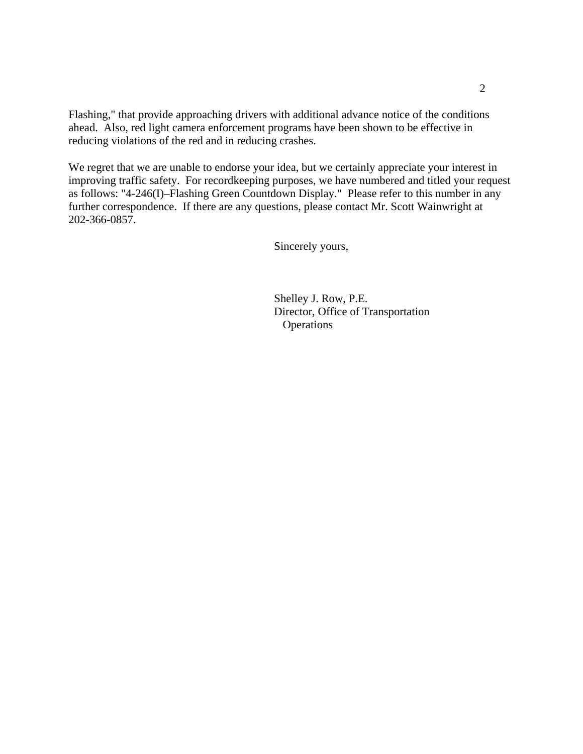Flashing," that provide approaching drivers with additional advance notice of the conditions ahead. Also, red light camera enforcement programs have been shown to be effective in reducing violations of the red and in reducing crashes.

We regret that we are unable to endorse your idea, but we certainly appreciate your interest in improving traffic safety. For recordkeeping purposes, we have numbered and titled your request as follows: "4-246(I)–Flashing Green Countdown Display." Please refer to this number in any further correspondence. If there are any questions, please contact Mr. Scott Wainwright at 202-366-0857.

Sincerely yours,

Shelley J. Row, P.E.
Director, Office of Transportation
Operations